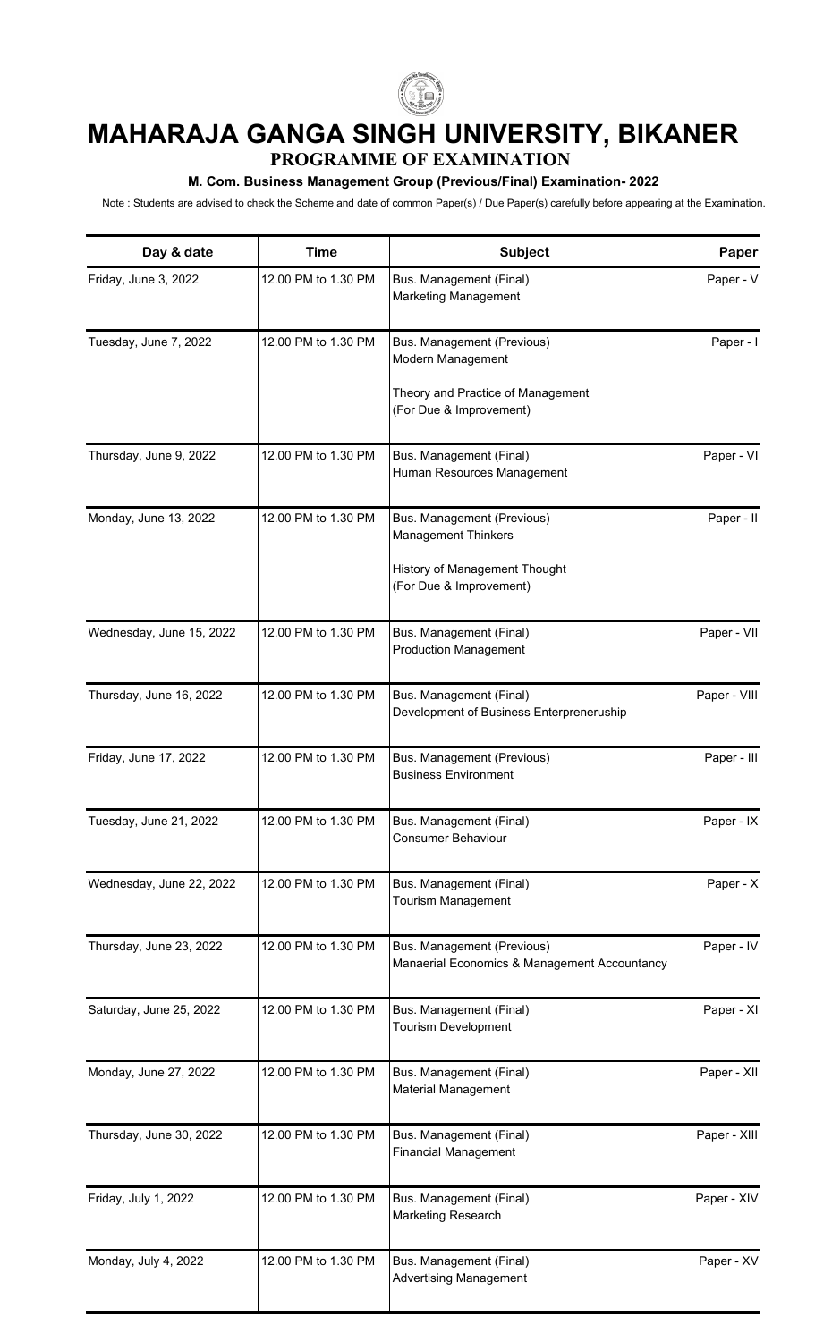# MAHARAJA GANGA SINGH UNIVERSITY, BIKANER

## PROGRAMME OF EXAMINATION

### M. Com. Business Management Group (Previous/Final) Examination- 2022

Note : Students are advised to check the Scheme and date of common Paper(s) / Due Paper(s) carefully before appearing at the Examination.

| Day & date | Time | Subject | Paper |
|---|---|---|---|
| Friday, June 3, 2022 | 12.00 PM to 1.30 PM | Bus. Management (Final)<br>Marketing Management | Paper - V |
| Tuesday, June 7, 2022 | 12.00 PM to 1.30 PM | Bus. Management (Previous)<br>Modern Management<br><br>Theory and Practice of Management<br>(For Due & Improvement) | Paper - I |
| Thursday, June 9, 2022 | 12.00 PM to 1.30 PM | Bus. Management (Final)<br>Human Resources Management | Paper - VI |
| Monday, June 13, 2022 | 12.00 PM to 1.30 PM | Bus. Management (Previous)<br>Management Thinkers<br><br>History of Management Thought<br>(For Due & Improvement) | Paper - II |
| Wednesday, June 15, 2022 | 12.00 PM to 1.30 PM | Bus. Management (Final)<br>Production Management | Paper - VII |
| Thursday, June 16, 2022 | 12.00 PM to 1.30 PM | Bus. Management (Final)<br>Development of Business Enterpreneruship | Paper - VIII |
| Friday, June 17, 2022 | 12.00 PM to 1.30 PM | Bus. Management (Previous)<br>Business Environment | Paper - III |
| Tuesday, June 21, 2022 | 12.00 PM to 1.30 PM | Bus. Management (Final)<br>Consumer Behaviour | Paper - IX |
| Wednesday, June 22, 2022 | 12.00 PM to 1.30 PM | Bus. Management (Final)<br>Tourism Management | Paper - X |
| Thursday, June 23, 2022 | 12.00 PM to 1.30 PM | Bus. Management (Previous)<br>Manaerial Economics & Management Accountancy | Paper - IV |
| Saturday, June 25, 2022 | 12.00 PM to 1.30 PM | Bus. Management (Final)<br>Tourism Development | Paper - XI |
| Monday, June 27, 2022 | 12.00 PM to 1.30 PM | Bus. Management (Final)<br>Material Management | Paper - XII |
| Thursday, June 30, 2022 | 12.00 PM to 1.30 PM | Bus. Management (Final)<br>Financial Management | Paper - XIII |
| Friday, July 1, 2022 | 12.00 PM to 1.30 PM | Bus. Management (Final)<br>Marketing Research | Paper - XIV |
| Monday, July 4, 2022 | 12.00 PM to 1.30 PM | Bus. Management (Final)<br>Advertising Management | Paper - XV |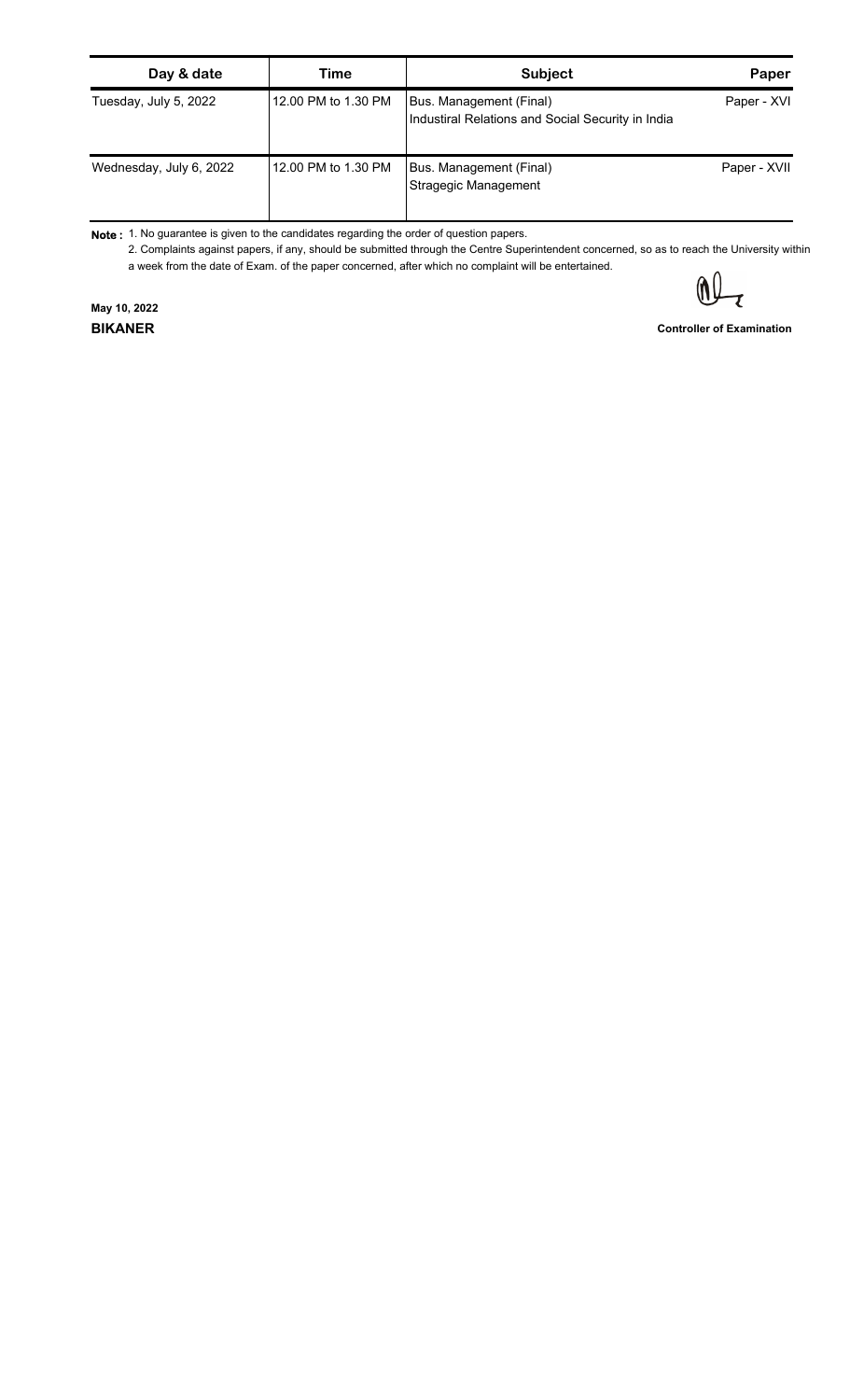| Day & date | Time | Subject | Paper |
|---|---|---|---|
| Tuesday, July 5, 2022 | 12.00 PM to 1.30 PM | Bus. Management (Final)<br>Industiral Relations and Social Security in India | Paper - XVI |
| Wednesday, July 6, 2022 | 12.00 PM to 1.30 PM | Bus. Management (Final)<br>Stragegic Management | Paper - XVII |

**Note :** 1. No guarantee is given to the candidates regarding the order of question papers.

2. Complaints against papers, if any, should be submitted through the Centre Superintendent concerned, so as to reach the University within a week from the date of Exam. of the paper concerned, after which no complaint will be entertained.

**May 10, 2022**

**BIKANER**

**Controller of Examination**